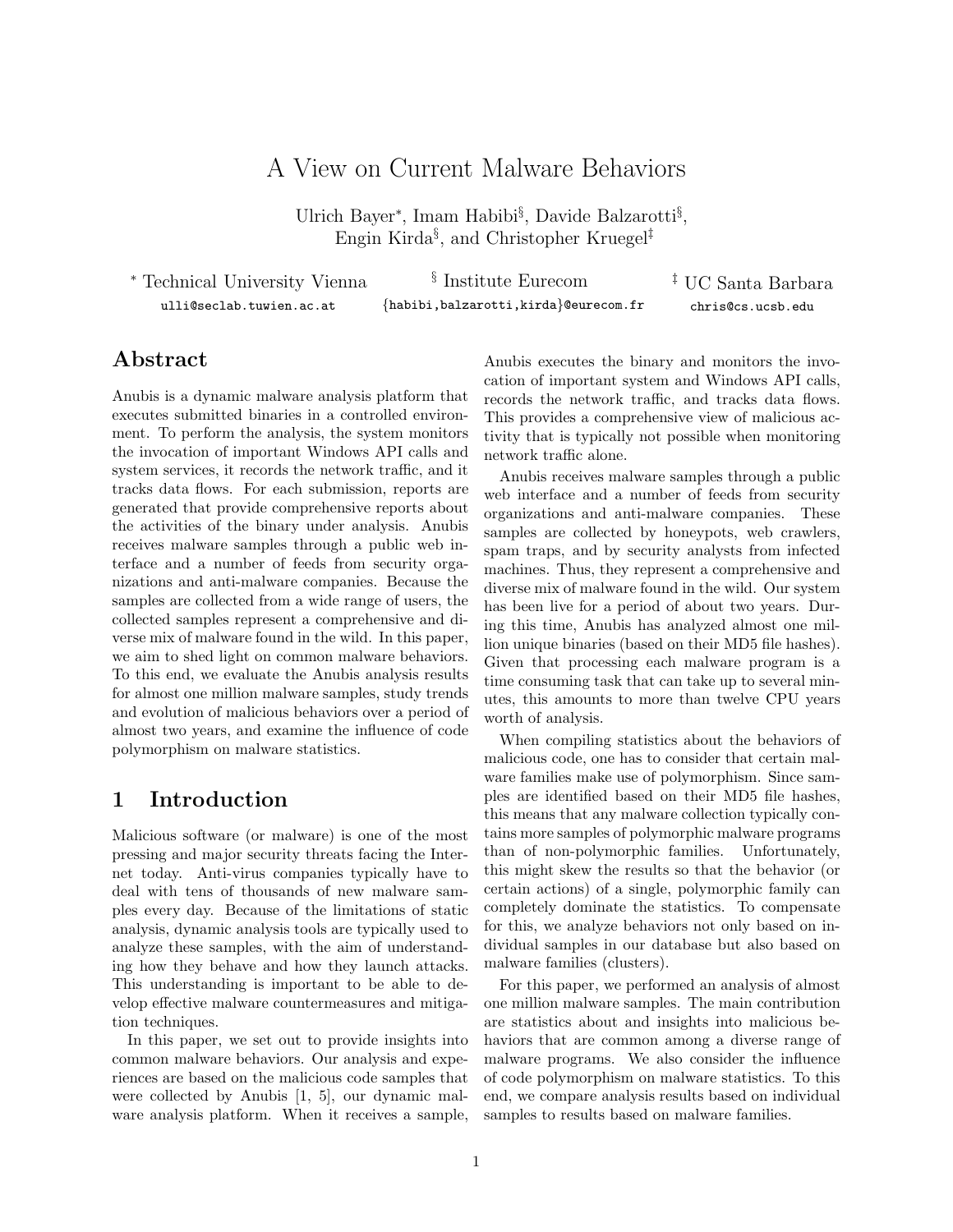# A View on Current Malware Behaviors

Ulrich Bayer[*], Imam Habibi[§], Davide Balzarotti[§], Engin Kirda[§], and Christopher Kruegel[‡]

[*] Technical University Vienna
ulli@seclab.tuwien.ac.at

[§] Institute Eurecom
{habibi,balzarotti,kirda}@eurecom.fr

[‡] UC Santa Barbara
chris@cs.ucsb.edu

## Abstract

Anubis is a dynamic malware analysis platform that executes submitted binaries in a controlled environment. To perform the analysis, the system monitors the invocation of important Windows API calls and system services, it records the network traffic, and it tracks data flows. For each submission, reports are generated that provide comprehensive reports about the activities of the binary under analysis. Anubis receives malware samples through a public web interface and a number of feeds from security organizations and anti-malware companies. Because the samples are collected from a wide range of users, the collected samples represent a comprehensive and diverse mix of malware found in the wild. In this paper, we aim to shed light on common malware behaviors. To this end, we evaluate the Anubis analysis results for almost one million malware samples, study trends and evolution of malicious behaviors over a period of almost two years, and examine the influence of code polymorphism on malware statistics.

## 1 Introduction

Malicious software (or malware) is one of the most pressing and major security threats facing the Internet today. Anti-virus companies typically have to deal with tens of thousands of new malware samples every day. Because of the limitations of static analysis, dynamic analysis tools are typically used to analyze these samples, with the aim of understanding how they behave and how they launch attacks. This understanding is important to be able to develop effective malware countermeasures and mitigation techniques.

In this paper, we set out to provide insights into common malware behaviors. Our analysis and experiences are based on the malicious code samples that were collected by Anubis [1, 5], our dynamic malware analysis platform. When it receives a sample, Anubis executes the binary and monitors the invocation of important system and Windows API calls, records the network traffic, and tracks data flows. This provides a comprehensive view of malicious activity that is typically not possible when monitoring network traffic alone.

Anubis receives malware samples through a public web interface and a number of feeds from security organizations and anti-malware companies. These samples are collected by honeypots, web crawlers, spam traps, and by security analysts from infected machines. Thus, they represent a comprehensive and diverse mix of malware found in the wild. Our system has been live for a period of about two years. During this time, Anubis has analyzed almost one million unique binaries (based on their MD5 file hashes). Given that processing each malware program is a time consuming task that can take up to several minutes, this amounts to more than twelve CPU years worth of analysis.

When compiling statistics about the behaviors of malicious code, one has to consider that certain malware families make use of polymorphism. Since samples are identified based on their MD5 file hashes, this means that any malware collection typically contains more samples of polymorphic malware programs than of non-polymorphic families. Unfortunately, this might skew the results so that the behavior (or certain actions) of a single, polymorphic family can completely dominate the statistics. To compensate for this, we analyze behaviors not only based on individual samples in our database but also based on malware families (clusters).

For this paper, we performed an analysis of almost one million malware samples. The main contribution are statistics about and insights into malicious behaviors that are common among a diverse range of malware programs. We also consider the influence of code polymorphism on malware statistics. To this end, we compare analysis results based on individual samples to results based on malware families.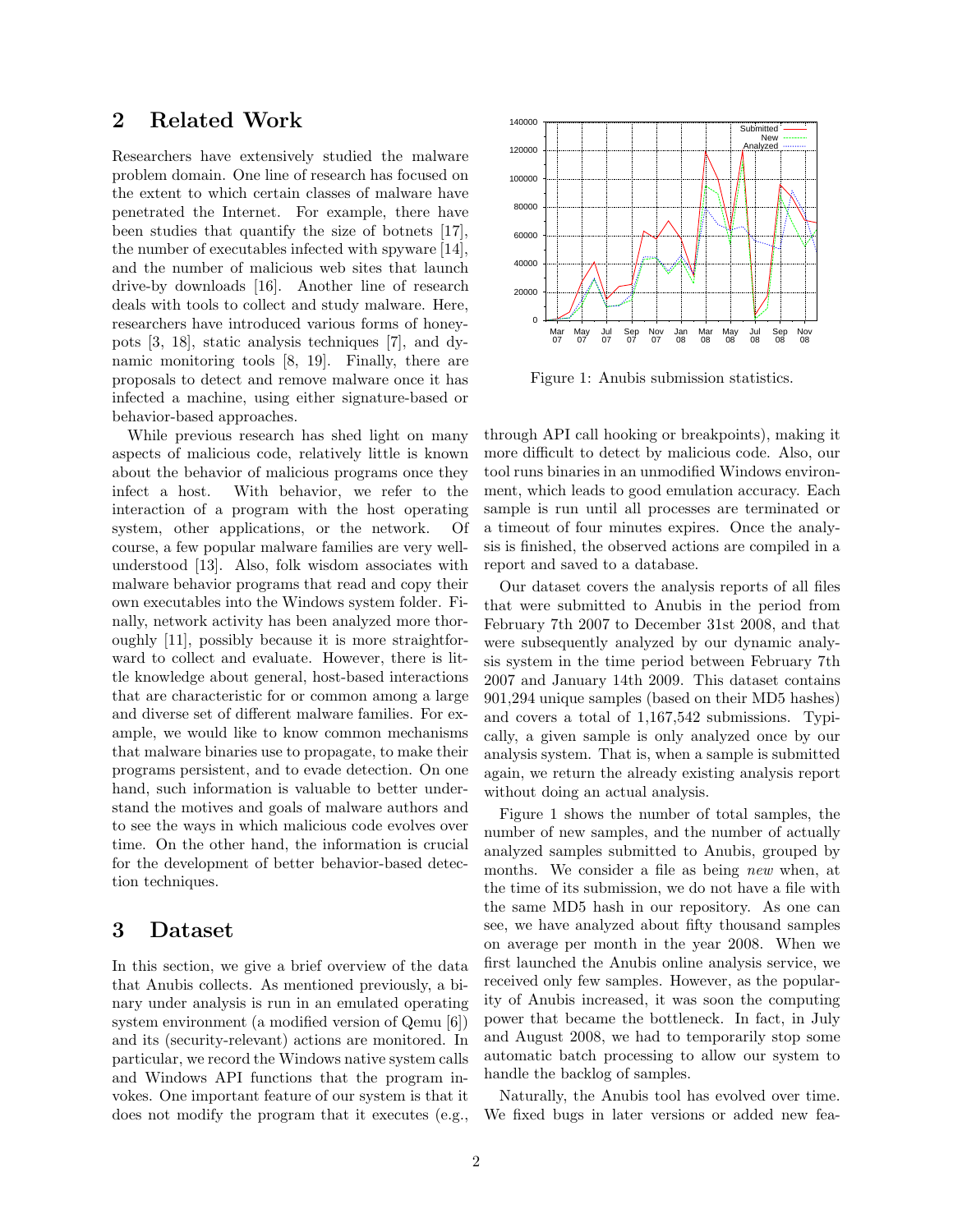## 2 Related Work

Researchers have extensively studied the malware problem domain. One line of research has focused on the extent to which certain classes of malware have penetrated the Internet. For example, there have been studies that quantify the size of botnets [17], the number of executables infected with spyware [14], and the number of malicious web sites that launch drive-by downloads [16]. Another line of research deals with tools to collect and study malware. Here, researchers have introduced various forms of honeypots [3, 18], static analysis techniques [7], and dynamic monitoring tools [8, 19]. Finally, there are proposals to detect and remove malware once it has infected a machine, using either signature-based or behavior-based approaches.

While previous research has shed light on many aspects of malicious code, relatively little is known about the behavior of malicious programs once they infect a host. With behavior, we refer to the interaction of a program with the host operating system, other applications, or the network. Of course, a few popular malware families are very well-understood [13]. Also, folk wisdom associates with malware behavior programs that read and copy their own executables into the Windows system folder. Finally, network activity has been analyzed more thoroughly [11], possibly because it is more straightforward to collect and evaluate. However, there is little knowledge about general, host-based interactions that are characteristic for or common among a large and diverse set of different malware families. For example, we would like to know common mechanisms that malware binaries use to propagate, to make their programs persistent, and to evade detection. On one hand, such information is valuable to better understand the motives and goals of malware authors and to see the ways in which malicious code evolves over time. On the other hand, the information is crucial for the development of better behavior-based detection techniques.

## 3 Dataset

In this section, we give a brief overview of the data that Anubis collects. As mentioned previously, a binary under analysis is run in an emulated operating system environment (a modified version of Qemu [6]) and its (security-relevant) actions are monitored. In particular, we record the Windows native system calls and Windows API functions that the program invokes. One important feature of our system is that it does not modify the program that it executes (e.g., through API call hooking or breakpoints), making it more difficult to detect by malicious code. Also, our tool runs binaries in an unmodified Windows environment, which leads to good emulation accuracy. Each sample is run until all processes are terminated or a timeout of four minutes expires. Once the analysis is finished, the observed actions are compiled in a report and saved to a database.

Figure 1: Anubis submission statistics.

Our dataset covers the analysis reports of all files that were submitted to Anubis in the period from February 7th 2007 to December 31st 2008, and that were subsequently analyzed by our dynamic analysis system in the time period between February 7th 2007 and January 14th 2009. This dataset contains 901,294 unique samples (based on their MD5 hashes) and covers a total of 1,167,542 submissions. Typically, a given sample is only analyzed once by our analysis system. That is, when a sample is submitted again, we return the already existing analysis report without doing an actual analysis.

Figure 1 shows the number of total samples, the number of new samples, and the number of actually analyzed samples submitted to Anubis, grouped by months. We consider a file as being *new* when, at the time of its submission, we do not have a file with the same MD5 hash in our repository. As one can see, we have analyzed about fifty thousand samples on average per month in the year 2008. When we first launched the Anubis online analysis service, we received only few samples. However, as the popularity of Anubis increased, it was soon the computing power that became the bottleneck. In fact, in July and August 2008, we had to temporarily stop some automatic batch processing to allow our system to handle the backlog of samples.

Naturally, the Anubis tool has evolved over time. We fixed bugs in later versions or added new fea-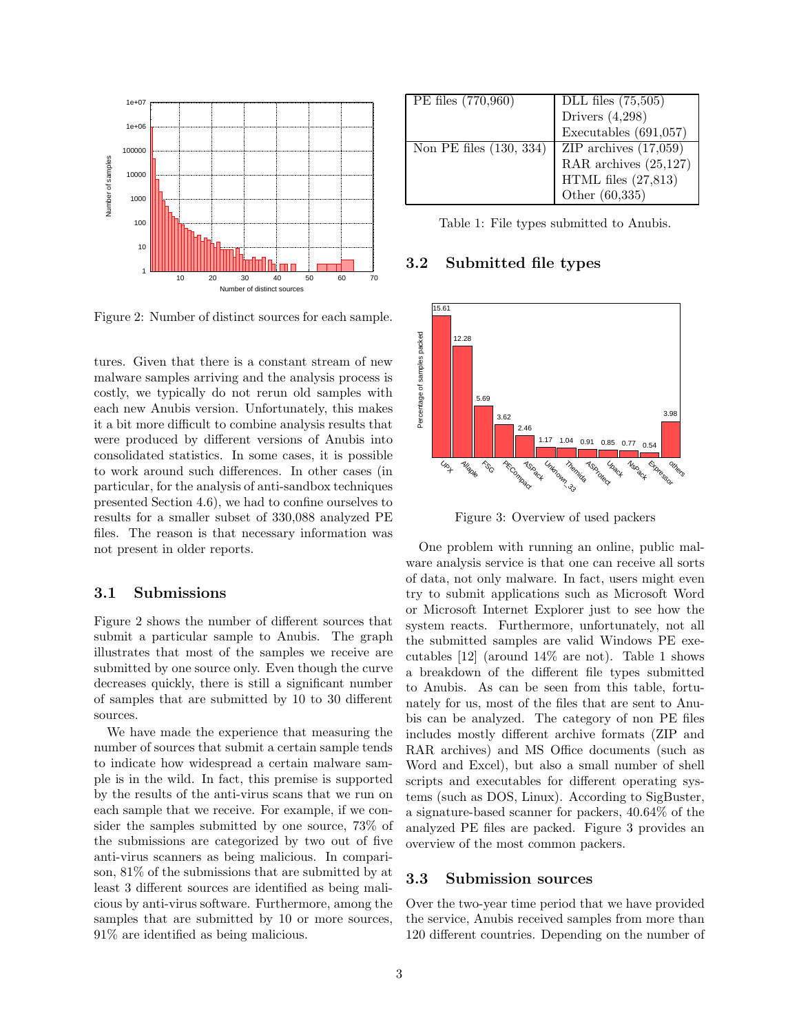Figure 2: Number of distinct sources for each sample.

tures. Given that there is a constant stream of new malware samples arriving and the analysis process is costly, we typically do not rerun old samples with each new Anubis version. Unfortunately, this makes it a bit more difficult to combine analysis results that were produced by different versions of Anubis into consolidated statistics. In some cases, it is possible to work around such differences. In other cases (in particular, for the analysis of anti-sandbox techniques presented Section 4.6), we had to confine ourselves to results for a smaller subset of 330,088 analyzed PE files. The reason is that necessary information was not present in older reports.

### 3.1 Submissions

Figure 2 shows the number of different sources that submit a particular sample to Anubis. The graph illustrates that most of the samples we receive are submitted by one source only. Even though the curve decreases quickly, there is still a significant number of samples that are submitted by 10 to 30 different sources.

We have made the experience that measuring the number of sources that submit a certain sample tends to indicate how widespread a certain malware sample is in the wild. In fact, this premise is supported by the results of the anti-virus scans that we run on each sample that we receive. For example, if we consider the samples submitted by one source, 73% of the submissions are categorized by two out of five anti-virus scanners as being malicious. In comparison, 81% of the submissions that are submitted by at least 3 different sources are identified as being malicious by anti-virus software. Furthermore, among the samples that are submitted by 10 or more sources, 91% are identified as being malicious.

| PE files (770,960) | DLL files (75,505) |
|---|---|
| | Drivers (4,298) |
| | Executables (691,057) |
| Non PE files (130, 334) | ZIP archives (17,059) |
| | RAR archives (25,127) |
| | HTML files (27,813) |
| | Other (60,335) |

Table 1: File types submitted to Anubis.

### 3.2 Submitted file types

Figure 3: Overview of used packers

One problem with running an online, public malware analysis service is that one can receive all sorts of data, not only malware. In fact, users might even try to submit applications such as Microsoft Word or Microsoft Internet Explorer just to see how the system reacts. Furthermore, unfortunately, not all the submitted samples are valid Windows PE executables [12] (around 14% are not). Table 1 shows a breakdown of the different file types submitted to Anubis. As can be seen from this table, fortunately for us, most of the files that are sent to Anubis can be analyzed. The category of non PE files includes mostly different archive formats (ZIP and RAR archives) and MS Office documents (such as Word and Excel), but also a small number of shell scripts and executables for different operating systems (such as DOS, Linux). According to SigBuster, a signature-based scanner for packers, 40.64% of the analyzed PE files are packed. Figure 3 provides an overview of the most common packers.

### 3.3 Submission sources

Over the two-year time period that we have provided the service, Anubis received samples from more than 120 different countries. Depending on the number of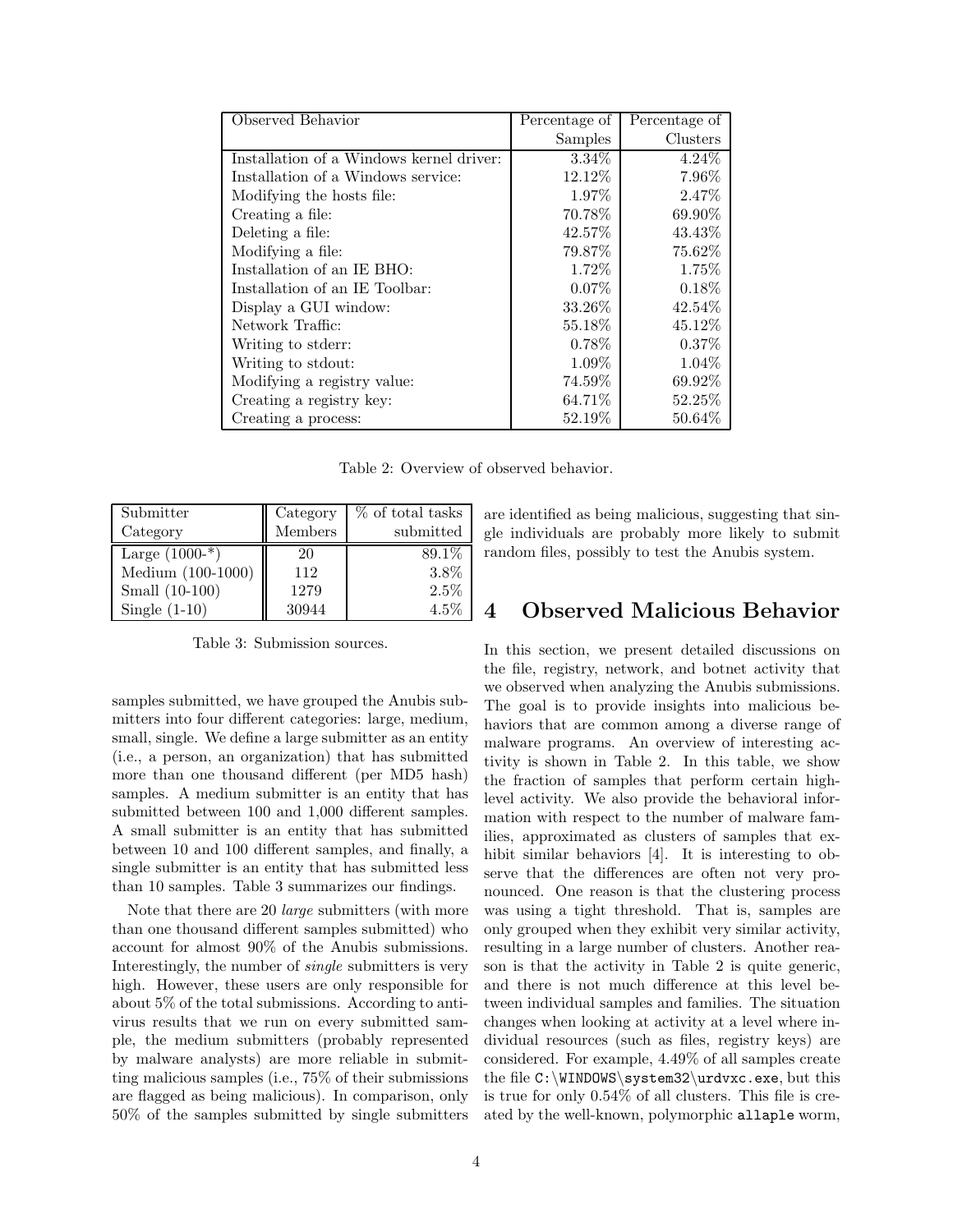| Observed Behavior | Percentage of Samples | Percentage of Clusters |
| --- | --- | --- |
| Installation of a Windows kernel driver: | 3.34% | 4.24% |
| Installation of a Windows service: | 12.12% | 7.96% |
| Modifying the hosts file: | 1.97% | 2.47% |
| Creating a file: | 70.78% | 69.90% |
| Deleting a file: | 42.57% | 43.43% |
| Modifying a file: | 79.87% | 75.62% |
| Installation of an IE BHO: | 1.72% | 1.75% |
| Installation of an IE Toolbar: | 0.07% | 0.18% |
| Display a GUI window: | 33.26% | 42.54% |
| Network Traffic: | 55.18% | 45.12% |
| Writing to stderr: | 0.78% | 0.37% |
| Writing to stdout: | 1.09% | 1.04% |
| Modifying a registry value: | 74.59% | 69.92% |
| Creating a registry key: | 64.71% | 52.25% |
| Creating a process: | 52.19% | 50.64% |

Table 2: Overview of observed behavior.

| Submitter Category | Category Members | % of total tasks submitted |
| --- | --- | --- |
| Large (1000-*) | 20 | 89.1% |
| Medium (100-1000) | 112 | 3.8% |
| Small (10-100) | 1279 | 2.5% |
| Single (1-10) | 30944 | 4.5% |

Table 3: Submission sources.

samples submitted, we have grouped the Anubis submitters into four different categories: large, medium, small, single. We define a large submitter as an entity (i.e., a person, an organization) that has submitted more than one thousand different (per MD5 hash) samples. A medium submitter is an entity that has submitted between 100 and 1,000 different samples. A small submitter is an entity that has submitted between 10 and 100 different samples, and finally, a single submitter is an entity that has submitted less than 10 samples. Table 3 summarizes our findings.

Note that there are 20 *large* submitters (with more than one thousand different samples submitted) who account for almost 90% of the Anubis submissions. Interestingly, the number of *single* submitters is very high. However, these users are only responsible for about 5% of the total submissions. According to antivirus results that we run on every submitted sample, the medium submitters (probably represented by malware analysts) are more reliable in submitting malicious samples (i.e., 75% of their submissions are flagged as being malicious). In comparison, only 50% of the samples submitted by single submitters are identified as being malicious, suggesting that single individuals are probably more likely to submit random files, possibly to test the Anubis system.

# 4 Observed Malicious Behavior

In this section, we present detailed discussions on the file, registry, network, and botnet activity that we observed when analyzing the Anubis submissions. The goal is to provide insights into malicious behaviors that are common among a diverse range of malware programs. An overview of interesting activity is shown in Table 2. In this table, we show the fraction of samples that perform certain high-level activity. We also provide the behavioral information with respect to the number of malware families, approximated as clusters of samples that exhibit similar behaviors [4]. It is interesting to observe that the differences are often not very pronounced. One reason is that the clustering process was using a tight threshold. That is, samples are only grouped when they exhibit very similar activity, resulting in a large number of clusters. Another reason is that the activity in Table 2 is quite generic, and there is not much difference at this level between individual samples and families. The situation changes when looking at activity at a level where individual resources (such as files, registry keys) are considered. For example, 4.49% of all samples create the file `C:\WINDOWS\system32\urdvxc.exe`, but this is true for only 0.54% of all clusters. This file is created by the well-known, polymorphic `allaple` worm,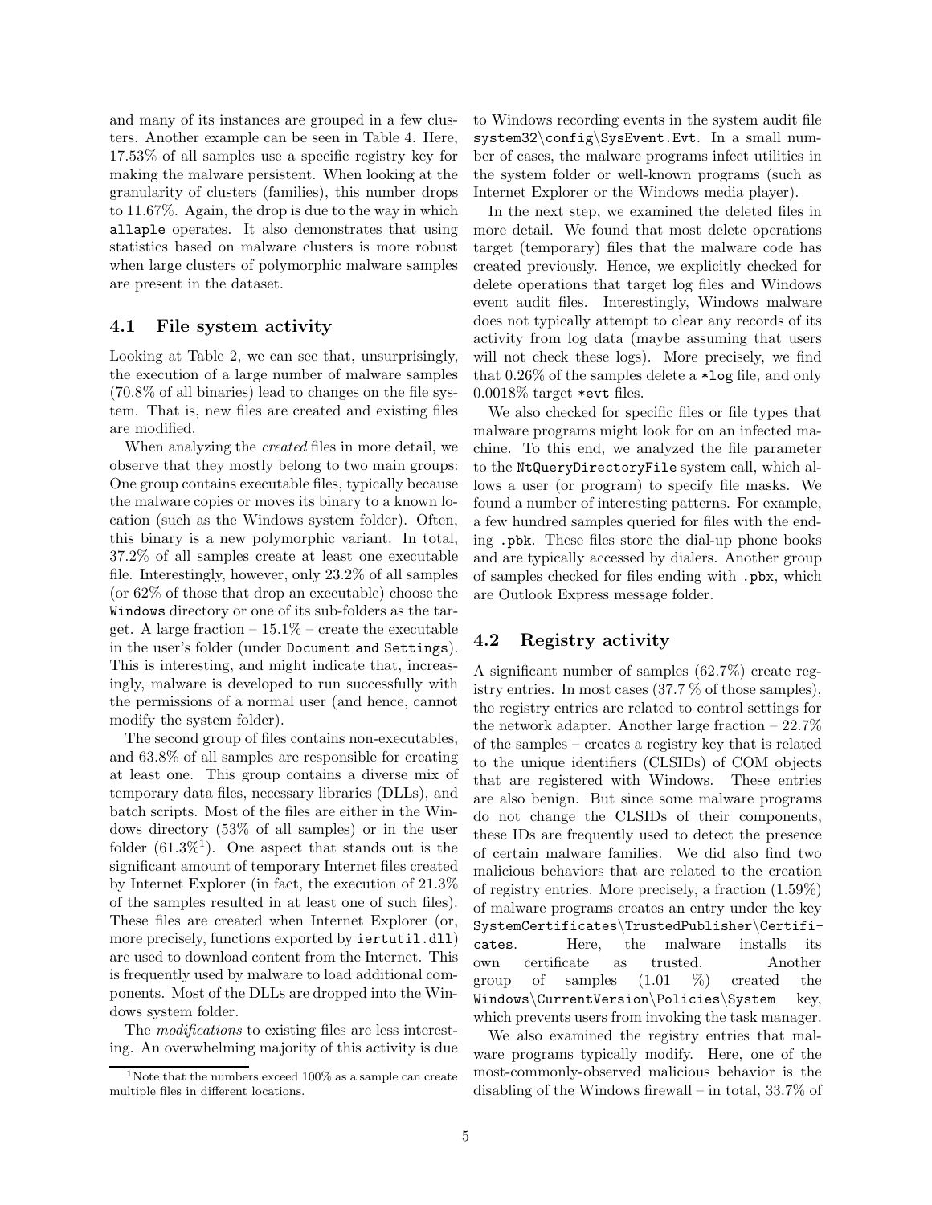and many of its instances are grouped in a few clusters. Another example can be seen in Table 4. Here, 17.53% of all samples use a specific registry key for making the malware persistent. When looking at the granularity of clusters (families), this number drops to 11.67%. Again, the drop is due to the way in which `allaple` operates. It also demonstrates that using statistics based on malware clusters is more robust when large clusters of polymorphic malware samples are present in the dataset.

### 4.1 File system activity

Looking at Table 2, we can see that, unsurprisingly, the execution of a large number of malware samples (70.8% of all binaries) lead to changes on the file system. That is, new files are created and existing files are modified.

When analyzing the *created* files in more detail, we observe that they mostly belong to two main groups: One group contains executable files, typically because the malware copies or moves its binary to a known location (such as the Windows system folder). Often, this binary is a new polymorphic variant. In total, 37.2% of all samples create at least one executable file. Interestingly, however, only 23.2% of all samples (or 62% of those that drop an executable) choose the `Windows` directory or one of its sub-folders as the target. A large fraction – 15.1% – create the executable in the user's folder (under `Document and Settings`). This is interesting, and might indicate that, increasingly, malware is developed to run successfully with the permissions of a normal user (and hence, cannot modify the system folder).

The second group of files contains non-executables, and 63.8% of all samples are responsible for creating at least one. This group contains a diverse mix of temporary data files, necessary libraries (DLLs), and batch scripts. Most of the files are either in the Windows directory (53% of all samples) or in the user folder (61.3%[1]). One aspect that stands out is the significant amount of temporary Internet files created by Internet Explorer (in fact, the execution of 21.3% of the samples resulted in at least one of such files). These files are created when Internet Explorer (or, more precisely, functions exported by `iertutil.dll`) are used to download content from the Internet. This is frequently used by malware to load additional components. Most of the DLLs are dropped into the Windows system folder.

The *modifications* to existing files are less interesting. An overwhelming majority of this activity is due to Windows recording events in the system audit file `system32\config\SysEvent.Evt`. In a small number of cases, the malware programs infect utilities in the system folder or well-known programs (such as Internet Explorer or the Windows media player).

In the next step, we examined the deleted files in more detail. We found that most delete operations target (temporary) files that the malware code has created previously. Hence, we explicitly checked for delete operations that target log files and Windows event audit files. Interestingly, Windows malware does not typically attempt to clear any records of its activity from log data (maybe assuming that users will not check these logs). More precisely, we find that 0.26% of the samples delete a `*log` file, and only 0.0018% target `*evt` files.

We also checked for specific files or file types that malware programs might look for on an infected machine. To this end, we analyzed the file parameter to the `NtQueryDirectoryFile` system call, which allows a user (or program) to specify file masks. We found a number of interesting patterns. For example, a few hundred samples queried for files with the ending `.pbk`. These files store the dial-up phone books and are typically accessed by dialers. Another group of samples checked for files ending with `.pbx`, which are Outlook Express message folder.

### 4.2 Registry activity

A significant number of samples (62.7%) create registry entries. In most cases (37.7 % of those samples), the registry entries are related to control settings for the network adapter. Another large fraction – 22.7% of the samples – creates a registry key that is related to the unique identifiers (CLSIDs) of COM objects that are registered with Windows. These entries are also benign. But since some malware programs do not change the CLSIDs of their components, these IDs are frequently used to detect the presence of certain malware families. We did also find two malicious behaviors that are related to the creation of registry entries. More precisely, a fraction (1.59%) of malware programs creates an entry under the key `SystemCertificates\TrustedPublisher\Certificates`. Here, the malware installs its own certificate as trusted. Another group of samples (1.01 %) created the `Windows\CurrentVersion\Policies\System` key, which prevents users from invoking the task manager.

We also examined the registry entries that malware programs typically modify. Here, one of the most-commonly-observed malicious behavior is the disabling of the Windows firewall – in total, 33.7% of

[1] Note that the numbers exceed 100% as a sample can create multiple files in different locations.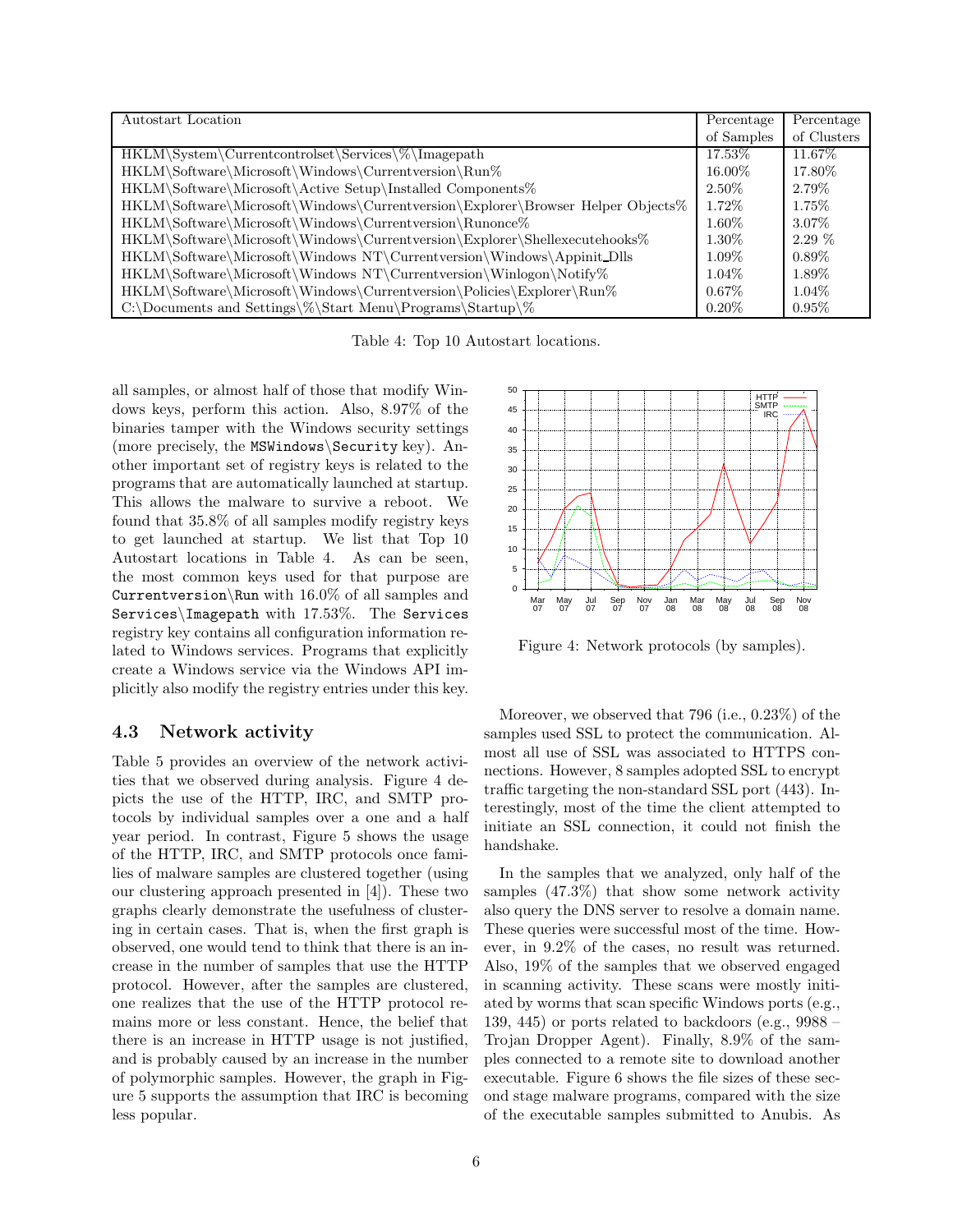| Autostart Location | Percentage of Samples | Percentage of Clusters |
|---|---|---|
| HKLM\System\Currentcontrolset\Services\%\Imagepath | 17.53% | 11.67% |
| HKLM\Software\Microsoft\Windows\Currentversion\Run% | 16.00% | 17.80% |
| HKLM\Software\Microsoft\Active Setup\Installed Components% | 2.50% | 2.79% |
| HKLM\Software\Microsoft\Windows\Currentversion\Explorer\Browser Helper Objects% | 1.72% | 1.75% |
| HKLM\Software\Microsoft\Windows\Currentversion\Runonce% | 1.60% | 3.07% |
| HKLM\Software\Microsoft\Windows\Currentversion\Explorer\Shellexecutehooks% | 1.30% | 2.29 % |
| HKLM\Software\Microsoft\Windows NT\Currentversion\Windows\Appinit_Dlls | 1.09% | 0.89% |
| HKLM\Software\Microsoft\Windows NT\Currentversion\Winlogon\Notify% | 1.04% | 1.89% |
| HKLM\Software\Microsoft\Windows\Currentversion\Policies\Explorer\Run% | 0.67% | 1.04% |
| C:\Documents and Settings\%\Start Menu\Programs\Startup\% | 0.20% | 0.95% |

Table 4: Top 10 Autostart locations.

all samples, or almost half of those that modify Windows keys, perform this action. Also, 8.97% of the binaries tamper with the Windows security settings (more precisely, the `MSWindows\Security` key). Another important set of registry keys is related to the programs that are automatically launched at startup. This allows the malware to survive a reboot. We found that 35.8% of all samples modify registry keys to get launched at startup. We list that Top 10 Autostart locations in Table 4. As can be seen, the most common keys used for that purpose are `Currentversion\Run` with 16.0% of all samples and `Services\Imagepath` with 17.53%. The `Services` registry key contains all configuration information related to Windows services. Programs that explicitly create a Windows service via the Windows API implicitly also modify the registry entries under this key.

### 4.3 Network activity

Table 5 provides an overview of the network activities that we observed during analysis. Figure 4 depicts the use of the HTTP, IRC, and SMTP protocols by individual samples over a one and a half year period. In contrast, Figure 5 shows the usage of the HTTP, IRC, and SMTP protocols once families of malware samples are clustered together (using our clustering approach presented in [4]). These two graphs clearly demonstrate the usefulness of clustering in certain cases. That is, when the first graph is observed, one would tend to think that there is an increase in the number of samples that use the HTTP protocol. However, after the samples are clustered, one realizes that the use of the HTTP protocol remains more or less constant. Hence, the belief that there is an increase in HTTP usage is not justified, and is probably caused by an increase in the number of polymorphic samples. However, the graph in Figure 5 supports the assumption that IRC is becoming less popular.

Figure 4: Network protocols (by samples).

Moreover, we observed that 796 (i.e., 0.23%) of the samples used SSL to protect the communication. Almost all use of SSL was associated to HTTPS connections. However, 8 samples adopted SSL to encrypt traffic targeting the non-standard SSL port (443). Interestingly, most of the time the client attempted to initiate an SSL connection, it could not finish the handshake.

In the samples that we analyzed, only half of the samples (47.3%) that show some network activity also query the DNS server to resolve a domain name. These queries were successful most of the time. However, in 9.2% of the cases, no result was returned. Also, 19% of the samples that we observed engaged in scanning activity. These scans were mostly initiated by worms that scan specific Windows ports (e.g., 139, 445) or ports related to backdoors (e.g., 9988 – Trojan Dropper Agent). Finally, 8.9% of the samples connected to a remote site to download another executable. Figure 6 shows the file sizes of these second stage malware programs, compared with the size of the executable samples submitted to Anubis. As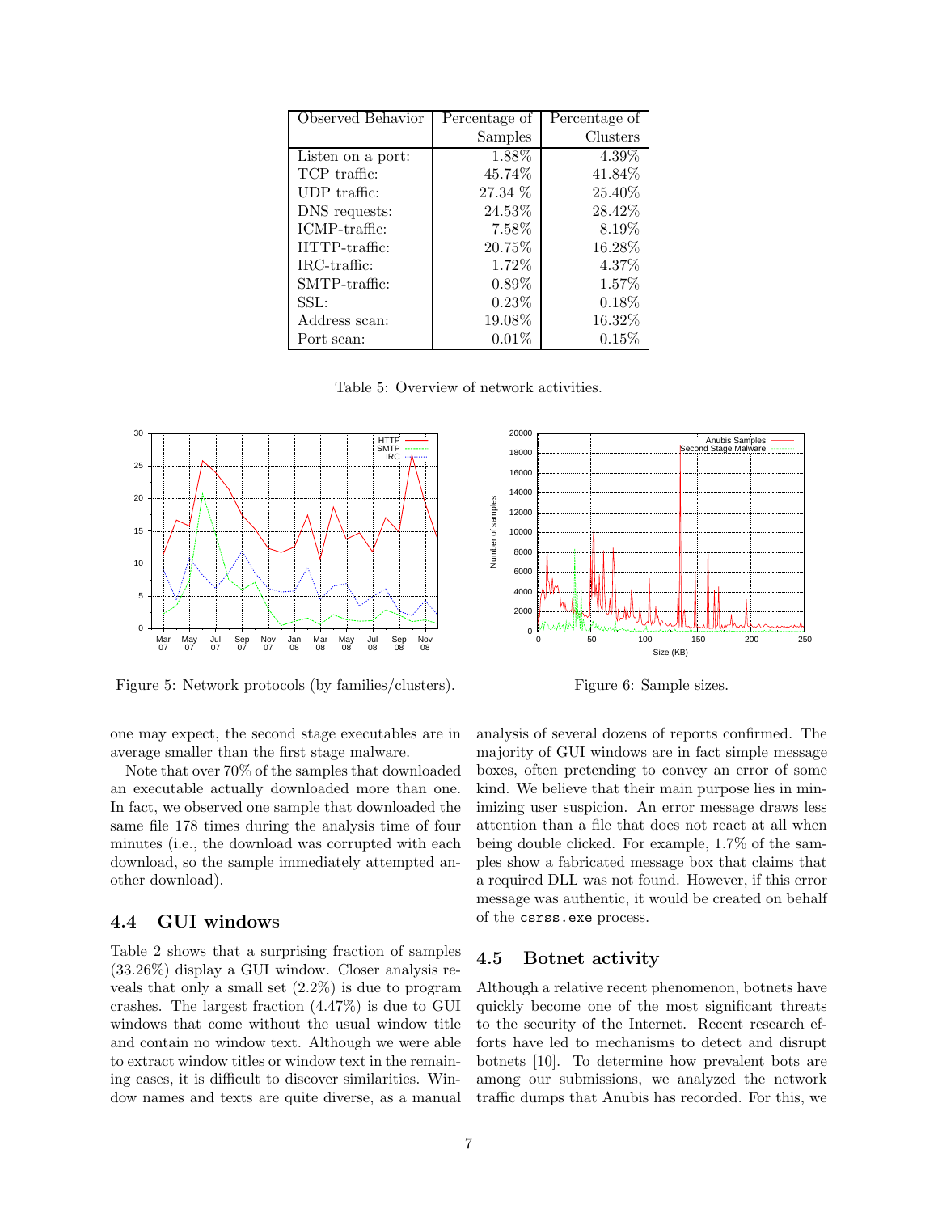| Observed Behavior | Percentage of Samples | Percentage of Clusters |
|---|---|---|
| Listen on a port: | 1.88% | 4.39% |
| TCP traffic: | 45.74% | 41.84% |
| UDP traffic: | 27.34 % | 25.40% |
| DNS requests: | 24.53% | 28.42% |
| ICMP-traffic: | 7.58% | 8.19% |
| HTTP-traffic: | 20.75% | 16.28% |
| IRC-traffic: | 1.72% | 4.37% |
| SMTP-traffic: | 0.89% | 1.57% |
| SSL: | 0.23% | 0.18% |
| Address scan: | 19.08% | 16.32% |
| Port scan: | 0.01% | 0.15% |

Table 5: Overview of network activities.

Figure 5: Network protocols (by families/clusters).

Figure 6: Sample sizes.

one may expect, the second stage executables are in average smaller than the first stage malware.

Note that over 70% of the samples that downloaded an executable actually downloaded more than one. In fact, we observed one sample that downloaded the same file 178 times during the analysis time of four minutes (i.e., the download was corrupted with each download, so the sample immediately attempted another download).

### 4.4 GUI windows

Table 2 shows that a surprising fraction of samples (33.26%) display a GUI window. Closer analysis reveals that only a small set (2.2%) is due to program crashes. The largest fraction (4.47%) is due to GUI windows that come without the usual window title and contain no window text. Although we were able to extract window titles or window text in the remaining cases, it is difficult to discover similarities. Window names and texts are quite diverse, as a manual analysis of several dozens of reports confirmed. The majority of GUI windows are in fact simple message boxes, often pretending to convey an error of some kind. We believe that their main purpose lies in minimizing user suspicion. An error message draws less attention than a file that does not react at all when being double clicked. For example, 1.7% of the samples show a fabricated message box that claims that a required DLL was not found. However, if this error message was authentic, it would be created on behalf of the `csrss.exe` process.

### 4.5 Botnet activity

Although a relative recent phenomenon, botnets have quickly become one of the most significant threats to the security of the Internet. Recent research efforts have led to mechanisms to detect and disrupt botnets [10]. To determine how prevalent bots are among our submissions, we analyzed the network traffic dumps that Anubis has recorded. For this, we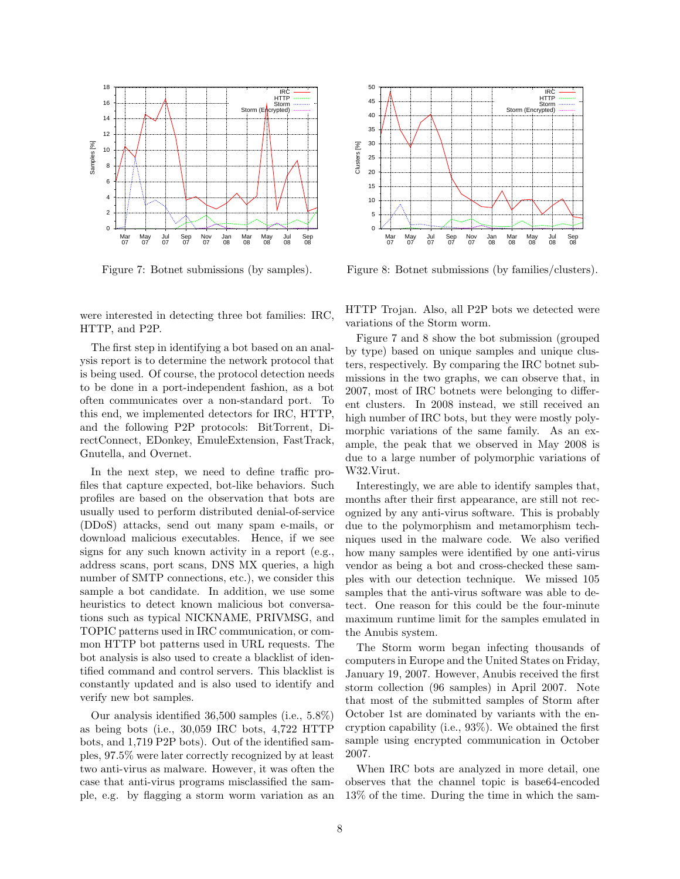Figure 7: Botnet submissions (by samples).

Figure 8: Botnet submissions (by families/clusters).

were interested in detecting three bot families: IRC, HTTP, and P2P.

The first step in identifying a bot based on an analysis report is to determine the network protocol that is being used. Of course, the protocol detection needs to be done in a port-independent fashion, as a bot often communicates over a non-standard port. To this end, we implemented detectors for IRC, HTTP, and the following P2P protocols: BitTorrent, DirectConnect, EDonkey, EmuleExtension, FastTrack, Gnutella, and Overnet.

In the next step, we need to define traffic profiles that capture expected, bot-like behaviors. Such profiles are based on the observation that bots are usually used to perform distributed denial-of-service (DDoS) attacks, send out many spam e-mails, or download malicious executables. Hence, if we see signs for any such known activity in a report (e.g., address scans, port scans, DNS MX queries, a high number of SMTP connections, etc.), we consider this sample a bot candidate. In addition, we use some heuristics to detect known malicious bot conversations such as typical NICKNAME, PRIVMSG, and TOPIC patterns used in IRC communication, or common HTTP bot patterns used in URL requests. The bot analysis is also used to create a blacklist of identified command and control servers. This blacklist is constantly updated and is also used to identify and verify new bot samples.

Our analysis identified 36,500 samples (i.e., 5.8%) as being bots (i.e., 30,059 IRC bots, 4,722 HTTP bots, and 1,719 P2P bots). Out of the identified samples, 97.5% were later correctly recognized by at least two anti-virus as malware. However, it was often the case that anti-virus programs misclassified the sample, e.g. by flagging a storm worm variation as an HTTP Trojan. Also, all P2P bots we detected were variations of the Storm worm.

Figure 7 and 8 show the bot submission (grouped by type) based on unique samples and unique clusters, respectively. By comparing the IRC botnet submissions in the two graphs, we can observe that, in 2007, most of IRC botnets were belonging to different clusters. In 2008 instead, we still received an high number of IRC bots, but they were mostly polymorphic variations of the same family. As an example, the peak that we observed in May 2008 is due to a large number of polymorphic variations of W32.Virut.

Interestingly, we are able to identify samples that, months after their first appearance, are still not recognized by any anti-virus software. This is probably due to the polymorphism and metamorphism techniques used in the malware code. We also verified how many samples were identified by one anti-virus vendor as being a bot and cross-checked these samples with our detection technique. We missed 105 samples that the anti-virus software was able to detect. One reason for this could be the four-minute maximum runtime limit for the samples emulated in the Anubis system.

The Storm worm began infecting thousands of computers in Europe and the United States on Friday, January 19, 2007. However, Anubis received the first storm collection (96 samples) in April 2007. Note that most of the submitted samples of Storm after October 1st are dominated by variants with the encryption capability (i.e., 93%). We obtained the first sample using encrypted communication in October 2007.

When IRC bots are analyzed in more detail, one observes that the channel topic is base64-encoded 13% of the time. During the time in which the sam-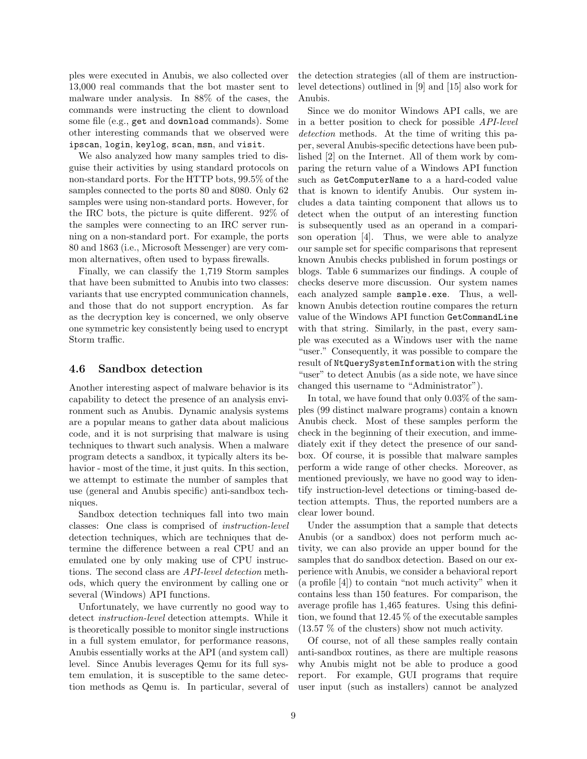ples were executed in Anubis, we also collected over 13,000 real commands that the bot master sent to malware under analysis. In 88% of the cases, the commands were instructing the client to download some file (e.g., `get` and `download` commands). Some other interesting commands that we observed were `ipscan`, `login`, `keylog`, `scan`, `msn`, and `visit`.

We also analyzed how many samples tried to disguise their activities by using standard protocols on non-standard ports. For the HTTP bots, 99.5% of the samples connected to the ports 80 and 8080. Only 62 samples were using non-standard ports. However, for the IRC bots, the picture is quite different. 92% of the samples were connecting to an IRC server running on a non-standard port. For example, the ports 80 and 1863 (i.e., Microsoft Messenger) are very common alternatives, often used to bypass firewalls.

Finally, we can classify the 1,719 Storm samples that have been submitted to Anubis into two classes: variants that use encrypted communication channels, and those that do not support encryption. As far as the decryption key is concerned, we only observe one symmetric key consistently being used to encrypt Storm traffic.

### 4.6 Sandbox detection

Another interesting aspect of malware behavior is its capability to detect the presence of an analysis environment such as Anubis. Dynamic analysis systems are a popular means to gather data about malicious code, and it is not surprising that malware is using techniques to thwart such analysis. When a malware program detects a sandbox, it typically alters its behavior - most of the time, it just quits. In this section, we attempt to estimate the number of samples that use (general and Anubis specific) anti-sandbox techniques.

Sandbox detection techniques fall into two main classes: One class is comprised of *instruction-level* detection techniques, which are techniques that determine the difference between a real CPU and an emulated one by only making use of CPU instructions. The second class are *API-level detection* methods, which query the environment by calling one or several (Windows) API functions.

Unfortunately, we have currently no good way to detect *instruction-level* detection attempts. While it is theoretically possible to monitor single instructions in a full system emulator, for performance reasons, Anubis essentially works at the API (and system call) level. Since Anubis leverages Qemu for its full system emulation, it is susceptible to the same detection methods as Qemu is. In particular, several of the detection strategies (all of them are instruction-level detections) outlined in [9] and [15] also work for Anubis.

Since we do monitor Windows API calls, we are in a better position to check for possible *API-level detection* methods. At the time of writing this paper, several Anubis-specific detections have been published [2] on the Internet. All of them work by comparing the return value of a Windows API function such as `GetComputerName` to a a hard-coded value that is known to identify Anubis. Our system includes a data tainting component that allows us to detect when the output of an interesting function is subsequently used as an operand in a comparison operation [4]. Thus, we were able to analyze our sample set for specific comparisons that represent known Anubis checks published in forum postings or blogs. Table 6 summarizes our findings. A couple of checks deserve more discussion. Our system names each analyzed sample `sample.exe`. Thus, a well-known Anubis detection routine compares the return value of the Windows API function `GetCommandLine` with that string. Similarly, in the past, every sample was executed as a Windows user with the name "user." Consequently, it was possible to compare the result of `NtQuerySystemInformation` with the string "user" to detect Anubis (as a side note, we have since changed this username to "Administrator").

In total, we have found that only 0.03% of the samples (99 distinct malware programs) contain a known Anubis check. Most of these samples perform the check in the beginning of their execution, and immediately exit if they detect the presence of our sandbox. Of course, it is possible that malware samples perform a wide range of other checks. Moreover, as mentioned previously, we have no good way to identify instruction-level detections or timing-based detection attempts. Thus, the reported numbers are a clear lower bound.

Under the assumption that a sample that detects Anubis (or a sandbox) does not perform much activity, we can also provide an upper bound for the samples that do sandbox detection. Based on our experience with Anubis, we consider a behavioral report (a profile [4]) to contain "not much activity" when it contains less than 150 features. For comparison, the average profile has 1,465 features. Using this definition, we found that 12.45 % of the executable samples (13.57 % of the clusters) show not much activity.

Of course, not of all these samples really contain anti-sandbox routines, as there are multiple reasons why Anubis might not be able to produce a good report. For example, GUI programs that require user input (such as installers) cannot be analyzed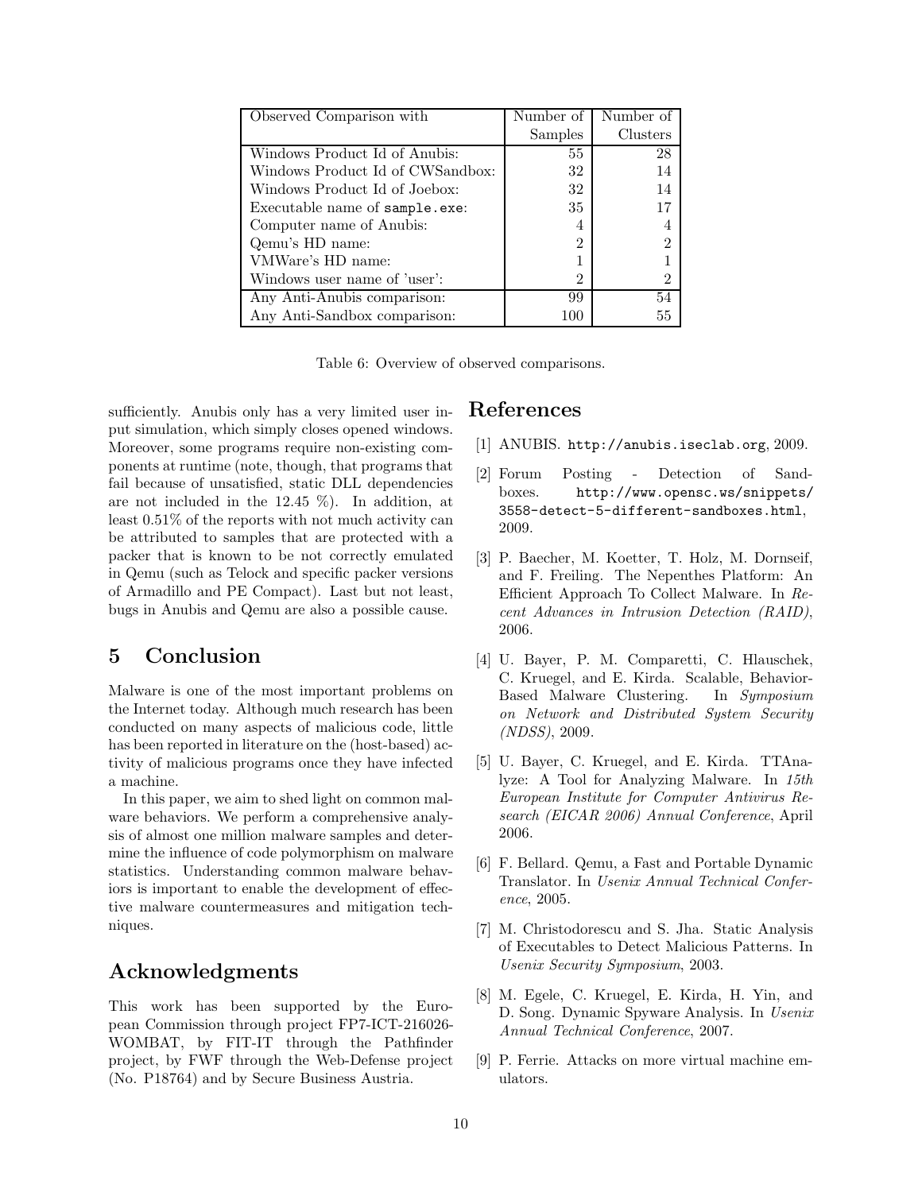| Observed Comparison with | Number of Samples | Number of Clusters |
|---|---|---|
| Windows Product Id of Anubis: | 55 | 28 |
| Windows Product Id of CWSandbox: | 32 | 14 |
| Windows Product Id of Joebox: | 32 | 14 |
| Executable name of `sample.exe`: | 35 | 17 |
| Computer name of Anubis: | 4 | 4 |
| Qemu's HD name: | 2 | 2 |
| VMWare's HD name: | 1 | 1 |
| Windows user name of 'user': | 2 | 2 |
| Any Anti-Anubis comparison: | 99 | 54 |
| Any Anti-Sandbox comparison: | 100 | 55 |

Table 6: Overview of observed comparisons.

sufficiently. Anubis only has a very limited user input simulation, which simply closes opened windows. Moreover, some programs require non-existing components at runtime (note, though, that programs that fail because of unsatisfied, static DLL dependencies are not included in the 12.45 %). In addition, at least 0.51% of the reports with not much activity can be attributed to samples that are protected with a packer that is known to be not correctly emulated in Qemu (such as Telock and specific packer versions of Armadillo and PE Compact). Last but not least, bugs in Anubis and Qemu are also a possible cause.

## 5 Conclusion

Malware is one of the most important problems on the Internet today. Although much research has been conducted on many aspects of malicious code, little has been reported in literature on the (host-based) activity of malicious programs once they have infected a machine.

In this paper, we aim to shed light on common malware behaviors. We perform a comprehensive analysis of almost one million malware samples and determine the influence of code polymorphism on malware statistics. Understanding common malware behaviors is important to enable the development of effective malware countermeasures and mitigation techniques.

## Acknowledgments

This work has been supported by the European Commission through project FP7-ICT-216026-WOMBAT, by FIT-IT through the Pathfinder project, by FWF through the Web-Defense project (No. P18764) and by Secure Business Austria.

## References

[1] ANUBIS. `http://anubis.iseclab.org`, 2009.

[2] Forum Posting - Detection of Sandboxes. `http://www.opensc.ws/snippets/3558-detect-5-different-sandboxes.html`, 2009.

[3] P. Baecher, M. Koetter, T. Holz, M. Dornseif, and F. Freiling. The Nepenthes Platform: An Efficient Approach To Collect Malware. In *Recent Advances in Intrusion Detection (RAID)*, 2006.

[4] U. Bayer, P. M. Comparetti, C. Hlauschek, C. Kruegel, and E. Kirda. Scalable, Behavior-Based Malware Clustering. In *Symposium on Network and Distributed System Security (NDSS)*, 2009.

[5] U. Bayer, C. Kruegel, and E. Kirda. TTAnalyze: A Tool for Analyzing Malware. In *15th European Institute for Computer Antivirus Research (EICAR 2006) Annual Conference*, April 2006.

[6] F. Bellard. Qemu, a Fast and Portable Dynamic Translator. In *Usenix Annual Technical Conference*, 2005.

[7] M. Christodorescu and S. Jha. Static Analysis of Executables to Detect Malicious Patterns. In *Usenix Security Symposium*, 2003.

[8] M. Egele, C. Kruegel, E. Kirda, H. Yin, and D. Song. Dynamic Spyware Analysis. In *Usenix Annual Technical Conference*, 2007.

[9] P. Ferrie. Attacks on more virtual machine emulators.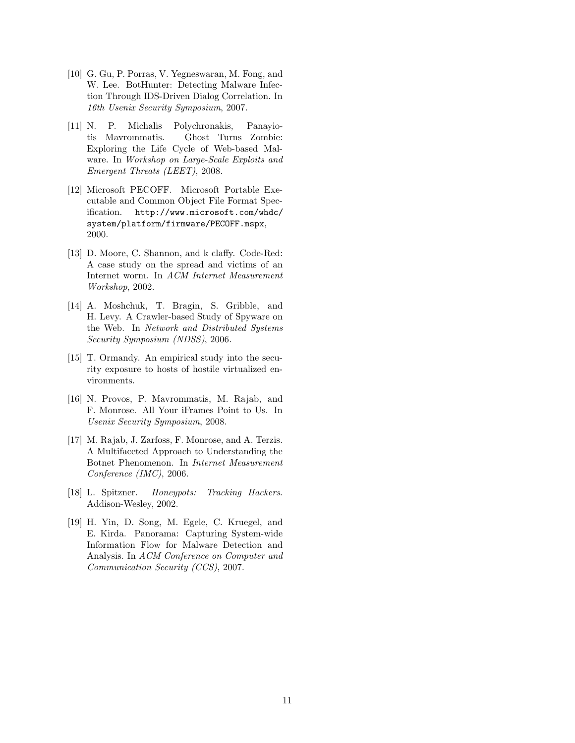[10] G. Gu, P. Porras, V. Yegneswaran, M. Fong, and W. Lee. BotHunter: Detecting Malware Infection Through IDS-Driven Dialog Correlation. In *16th Usenix Security Symposium*, 2007.

[11] N. P. Michalis Polychronakis, Panayiotis Mavrommatis. Ghost Turns Zombie: Exploring the Life Cycle of Web-based Malware. In *Workshop on Large-Scale Exploits and Emergent Threats (LEET)*, 2008.

[12] Microsoft PECOFF. Microsoft Portable Executable and Common Object File Format Specification. `http://www.microsoft.com/whdc/system/platform/firmware/PECOFF.mspx`, 2000.

[13] D. Moore, C. Shannon, and k claffy. Code-Red: A case study on the spread and victims of an Internet worm. In *ACM Internet Measurement Workshop*, 2002.

[14] A. Moshchuk, T. Bragin, S. Gribble, and H. Levy. A Crawler-based Study of Spyware on the Web. In *Network and Distributed Systems Security Symposium (NDSS)*, 2006.

[15] T. Ormandy. An empirical study into the security exposure to hosts of hostile virtualized environments.

[16] N. Provos, P. Mavrommatis, M. Rajab, and F. Monrose. All Your iFrames Point to Us. In *Usenix Security Symposium*, 2008.

[17] M. Rajab, J. Zarfoss, F. Monrose, and A. Terzis. A Multifaceted Approach to Understanding the Botnet Phenomenon. In *Internet Measurement Conference (IMC)*, 2006.

[18] L. Spitzner. *Honeypots: Tracking Hackers*. Addison-Wesley, 2002.

[19] H. Yin, D. Song, M. Egele, C. Kruegel, and E. Kirda. Panorama: Capturing System-wide Information Flow for Malware Detection and Analysis. In *ACM Conference on Computer and Communication Security (CCS)*, 2007.